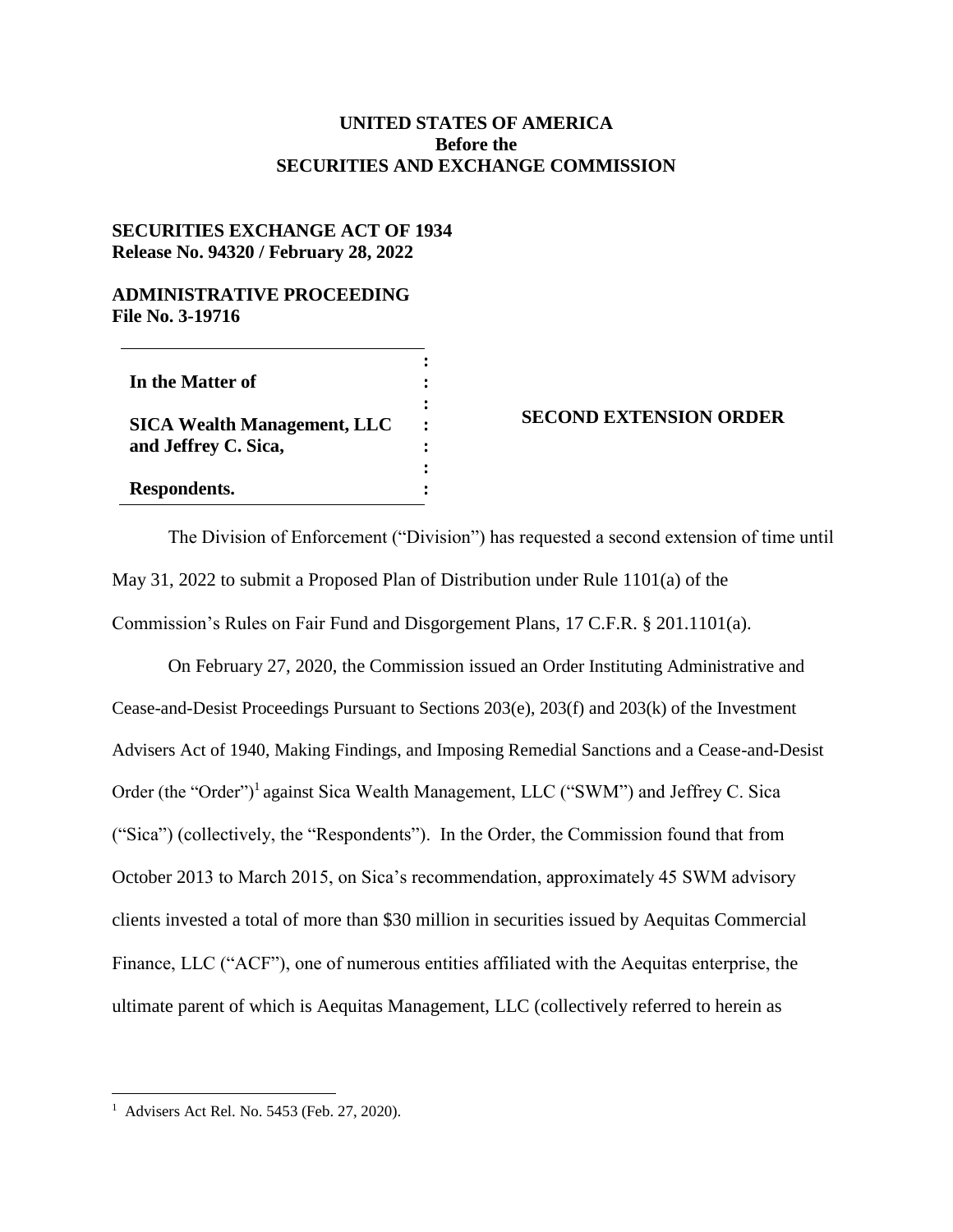**UNITED STATES OF AMERICA**
**Before the**
**SECURITIES AND EXCHANGE COMMISSION**

**SECURITIES EXCHANGE ACT OF 1934**
**Release No. 94320 / February 28, 2022**

**ADMINISTRATIVE PROCEEDING**
**File No. 3-19716**

| | |
|---|---|
| **In the Matter of** | |
| **SICA Wealth Management, LLC and Jeffrey C. Sica,** | **SECOND EXTENSION ORDER** |
| **Respondents.** | |

The Division of Enforcement ("Division") has requested a second extension of time until May 31, 2022 to submit a Proposed Plan of Distribution under Rule 1101(a) of the Commission's Rules on Fair Fund and Disgorgement Plans, 17 C.F.R. § 201.1101(a).

On February 27, 2020, the Commission issued an Order Instituting Administrative and Cease-and-Desist Proceedings Pursuant to Sections 203(e), 203(f) and 203(k) of the Investment Advisers Act of 1940, Making Findings, and Imposing Remedial Sanctions and a Cease-and-Desist Order (the "Order")[1] against Sica Wealth Management, LLC ("SWM") and Jeffrey C. Sica ("Sica") (collectively, the "Respondents"). In the Order, the Commission found that from October 2013 to March 2015, on Sica's recommendation, approximately 45 SWM advisory clients invested a total of more than $30 million in securities issued by Aequitas Commercial Finance, LLC ("ACF"), one of numerous entities affiliated with the Aequitas enterprise, the ultimate parent of which is Aequitas Management, LLC (collectively referred to herein as

[1] Advisers Act Rel. No. 5453 (Feb. 27, 2020).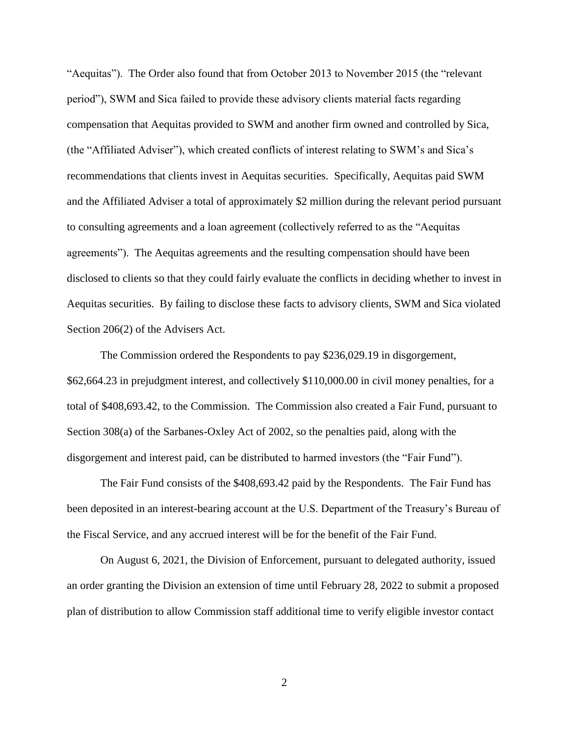"Aequitas"). The Order also found that from October 2013 to November 2015 (the "relevant period"), SWM and Sica failed to provide these advisory clients material facts regarding compensation that Aequitas provided to SWM and another firm owned and controlled by Sica, (the "Affiliated Adviser"), which created conflicts of interest relating to SWM's and Sica's recommendations that clients invest in Aequitas securities. Specifically, Aequitas paid SWM and the Affiliated Adviser a total of approximately $2 million during the relevant period pursuant to consulting agreements and a loan agreement (collectively referred to as the "Aequitas agreements"). The Aequitas agreements and the resulting compensation should have been disclosed to clients so that they could fairly evaluate the conflicts in deciding whether to invest in Aequitas securities. By failing to disclose these facts to advisory clients, SWM and Sica violated Section 206(2) of the Advisers Act.

The Commission ordered the Respondents to pay $236,029.19 in disgorgement, $62,664.23 in prejudgment interest, and collectively $110,000.00 in civil money penalties, for a total of $408,693.42, to the Commission. The Commission also created a Fair Fund, pursuant to Section 308(a) of the Sarbanes-Oxley Act of 2002, so the penalties paid, along with the disgorgement and interest paid, can be distributed to harmed investors (the "Fair Fund").

The Fair Fund consists of the $408,693.42 paid by the Respondents. The Fair Fund has been deposited in an interest-bearing account at the U.S. Department of the Treasury's Bureau of the Fiscal Service, and any accrued interest will be for the benefit of the Fair Fund.

On August 6, 2021, the Division of Enforcement, pursuant to delegated authority, issued an order granting the Division an extension of time until February 28, 2022 to submit a proposed plan of distribution to allow Commission staff additional time to verify eligible investor contact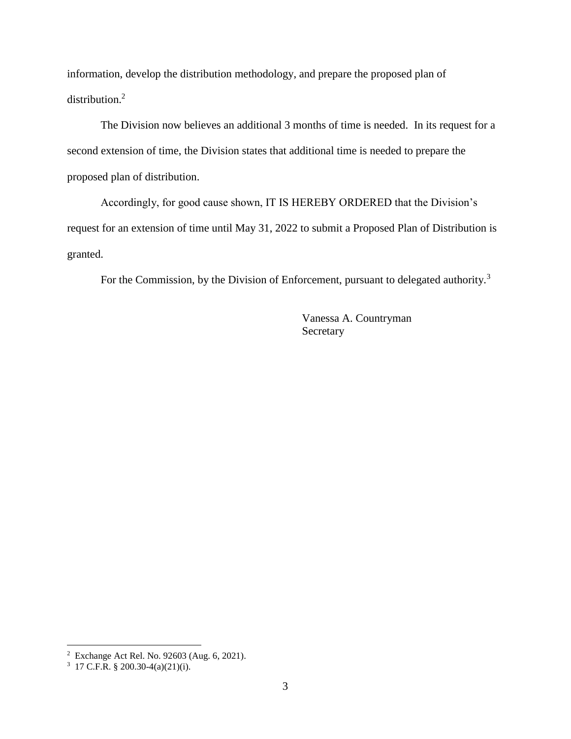information, develop the distribution methodology, and prepare the proposed plan of distribution.[2]

The Division now believes an additional 3 months of time is needed. In its request for a second extension of time, the Division states that additional time is needed to prepare the proposed plan of distribution.

Accordingly, for good cause shown, IT IS HEREBY ORDERED that the Division's request for an extension of time until May 31, 2022 to submit a Proposed Plan of Distribution is granted.

For the Commission, by the Division of Enforcement, pursuant to delegated authority.[3]

Vanessa A. Countryman
Secretary

---

[2] Exchange Act Rel. No. 92603 (Aug. 6, 2021).

[3] 17 C.F.R. § 200.30-4(a)(21)(i).